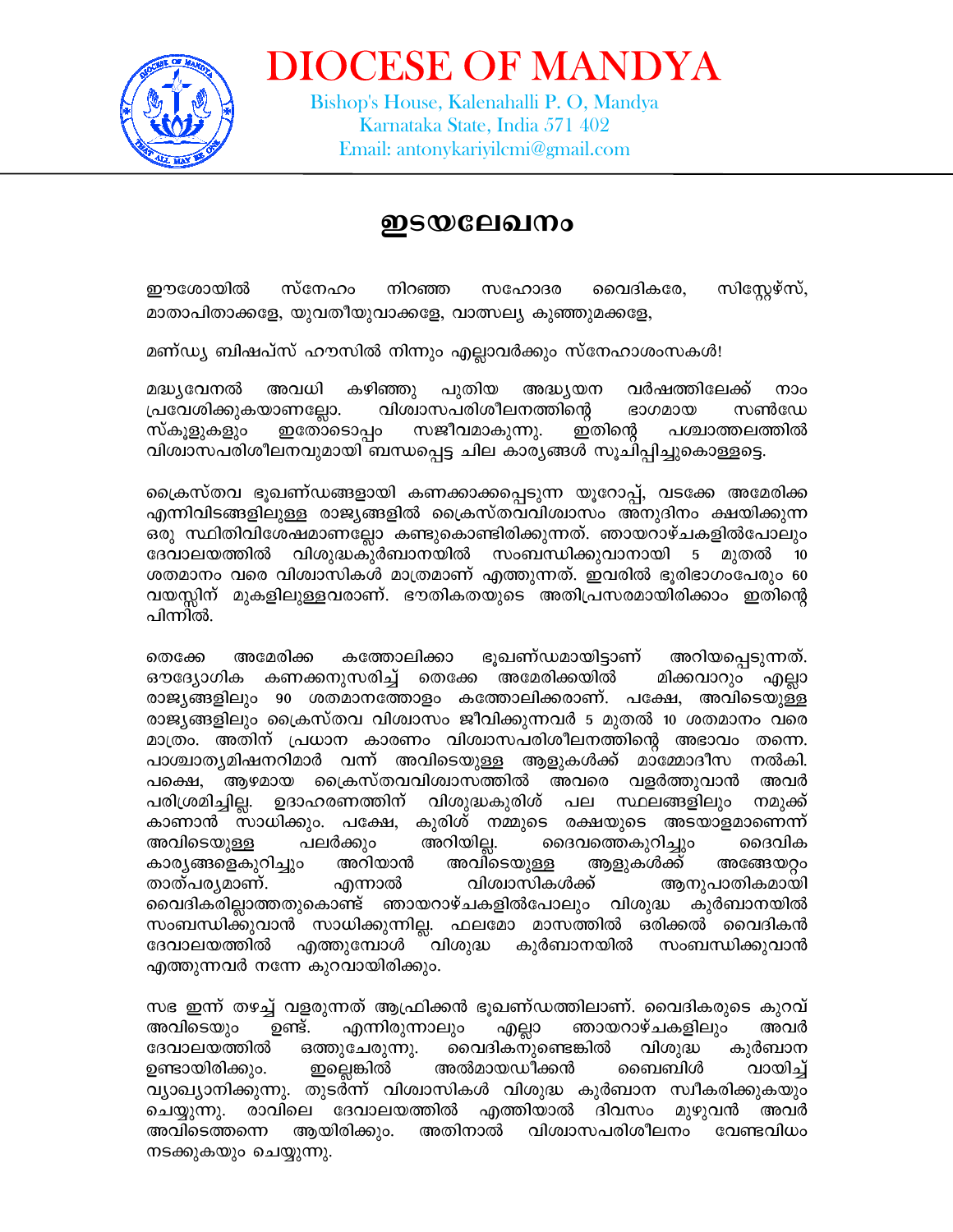# DIOCESE OF MANDYA

Bishop's House, Kalenahalli P. O, Mandya
Karnataka State, India 571 402
Email: antonykariyilcmi@gmail.com

## ഇടയലേഖനം

ഈശോയിൽ സ്നേഹം നിറഞ്ഞ സഹോദര വൈദികരേ, സിസ്റ്റേഴ്സ്, മാതാപിതാക്കളേ, യുവതീയുവാക്കളേ, വാത്സല്യ കുഞ്ഞുമക്കളേ,

മണ്ഡ്യ ബിഷപ്സ് ഹൗസിൽ നിന്നും എല്ലാവർക്കും സ്നേഹാശംസകൾ!

മദ്ധ്യവേനൽ അവധി കഴിഞ്ഞു പുതിയ അദ്ധ്യയന വർഷത്തിലേക്ക് നാം പ്രവേശിക്കുകയാണല്ലോ. വിശ്വാസപരിശീലനത്തിന്റെ ഭാഗമായ സൺഡേ സ്കൂളുകളും ഇതോടൊപ്പം സജീവമാകുന്നു. ഇതിന്റെ പശ്ചാത്തലത്തിൽ വിശ്വാസപരിശീലനവുമായി ബന്ധപ്പെട്ട ചില കാര്യങ്ങൾ സൂചിപ്പിച്ചുകൊള്ളട്ടെ.

ക്രൈസ്തവ ഭൂഖണ്ഡങ്ങളായി കണക്കാക്കപ്പെടുന്ന യൂറോപ്പ്, വടക്കേ അമേരിക്ക എന്നിവിടങ്ങളിലുള്ള രാജ്യങ്ങളിൽ ക്രൈസ്തവവിശ്വാസം അനുദിനം ക്ഷയിക്കുന്ന ഒരു സ്ഥിതിവിശേഷമാണല്ലോ കണ്ടുകൊണ്ടിരിക്കുന്നത്. ഞായറാഴ്ചകളിൽപോലും ദേവാലയത്തിൽ വിശുദ്ധകുർബാനയിൽ സംബന്ധിക്കുവാനായി 5 മുതൽ 10 ശതമാനം വരെ വിശ്വാസികൾ മാത്രമാണ് എത്തുന്നത്. ഇവരിൽ ഭൂരിഭാഗംപേരും 60 വയസ്സിന് മുകളിലുള്ളവരാണ്. ഭൗതികതയുടെ അതിപ്രസരമായിരിക്കാം ഇതിന്റെ പിന്നിൽ.

തെക്കേ അമേരിക്ക കത്തോലിക്കാ ഭൂഖണ്ഡമായിട്ടാണ് അറിയപ്പെടുന്നത്. ഔദ്യോഗിക കണക്കനുസരിച്ച് തെക്കേ അമേരിക്കയിൽ മിക്കവാറും എല്ലാ രാജ്യങ്ങളിലും 90 ശതമാനത്തോളം കത്തോലിക്കരാണ്. പക്ഷേ, അവിടെയുള്ള രാജ്യങ്ങളിലും ക്രൈസ്തവ വിശ്വാസം ജീവിക്കുന്നവർ 5 മുതൽ 10 ശതമാനം വരെ മാത്രം. അതിന് പ്രധാന കാരണം വിശ്വാസപരിശീലനത്തിന്റെ അഭാവം തന്നെ. പാശ്ചാത്യമിഷനറിമാർ വന്ന് അവിടെയുള്ള ആളുകൾക്ക് മാമ്മോദീസ നൽകി. പക്ഷെ, ആഴമായ ക്രൈസ്തവവിശ്വാസത്തിൽ അവരെ വളർത്തുവാൻ അവർ പരിശ്രമിച്ചില്ല. ഉദാഹരണത്തിന് വിശുദ്ധകുരിശ് പല സ്ഥലങ്ങളിലും നമുക്ക് കാണാൻ സാധിക്കും. പക്ഷേ, കുരിശ് നമ്മുടെ രക്ഷയുടെ അടയാളമാണെന്ന് അവിടെയുള്ള പലർക്കും അറിയില്ല. ദൈവത്തെകുറിച്ചും ദൈവിക കാര്യങ്ങളെകുറിച്ചും അറിയാൻ അവിടെയുള്ള ആളുകൾക്ക് അങ്ങേയറ്റം താത്പര്യമാണ്. എന്നാൽ വിശ്വാസികൾക്ക് ആനുപാതികമായി വൈദികരില്ലാത്തതുകൊണ്ട് ഞായറാഴ്ചകളിൽപോലും വിശുദ്ധ കുർബാനയിൽ സംബന്ധിക്കുവാൻ സാധിക്കുന്നില്ല. ഫലമോ മാസത്തിൽ ഒരിക്കൽ വൈദികൻ ദേവാലയത്തിൽ എത്തുമ്പോൾ വിശുദ്ധ കുർബാനയിൽ സംബന്ധിക്കുവാൻ എത്തുന്നവർ നന്നേ കുറവായിരിക്കും.

സഭ ഇന്ന് തഴച്ച് വളരുന്നത് ആഫ്രിക്കൻ ഭൂഖണ്ഡത്തിലാണ്. വൈദികരുടെ കുറവ് അവിടെയും ഉണ്ട്. എന്നിരുന്നാലും എല്ലാ ഞായറാഴ്ചകളിലും അവർ ദേവാലയത്തിൽ ഒത്തുചേരുന്നു. വൈദികനുണ്ടെങ്കിൽ വിശുദ്ധ കുർബാന ഉണ്ടായിരിക്കും. ഇല്ലെങ്കിൽ അൽമായഡീക്കൻ ബൈബിൾ വായിച്ച് വ്യാഖ്യാനിക്കുന്നു. തുടർന്ന് വിശ്വാസികൾ വിശുദ്ധ കുർബാന സ്വീകരിക്കുകയും ചെയ്യുന്നു. രാവിലെ ദേവാലയത്തിൽ എത്തിയാൽ ദിവസം മുഴുവൻ അവർ അവിടെത്തന്നെ ആയിരിക്കും. അതിനാൽ വിശ്വാസപരിശീലനം വേണ്ടവിധം നടക്കുകയും ചെയ്യുന്നു.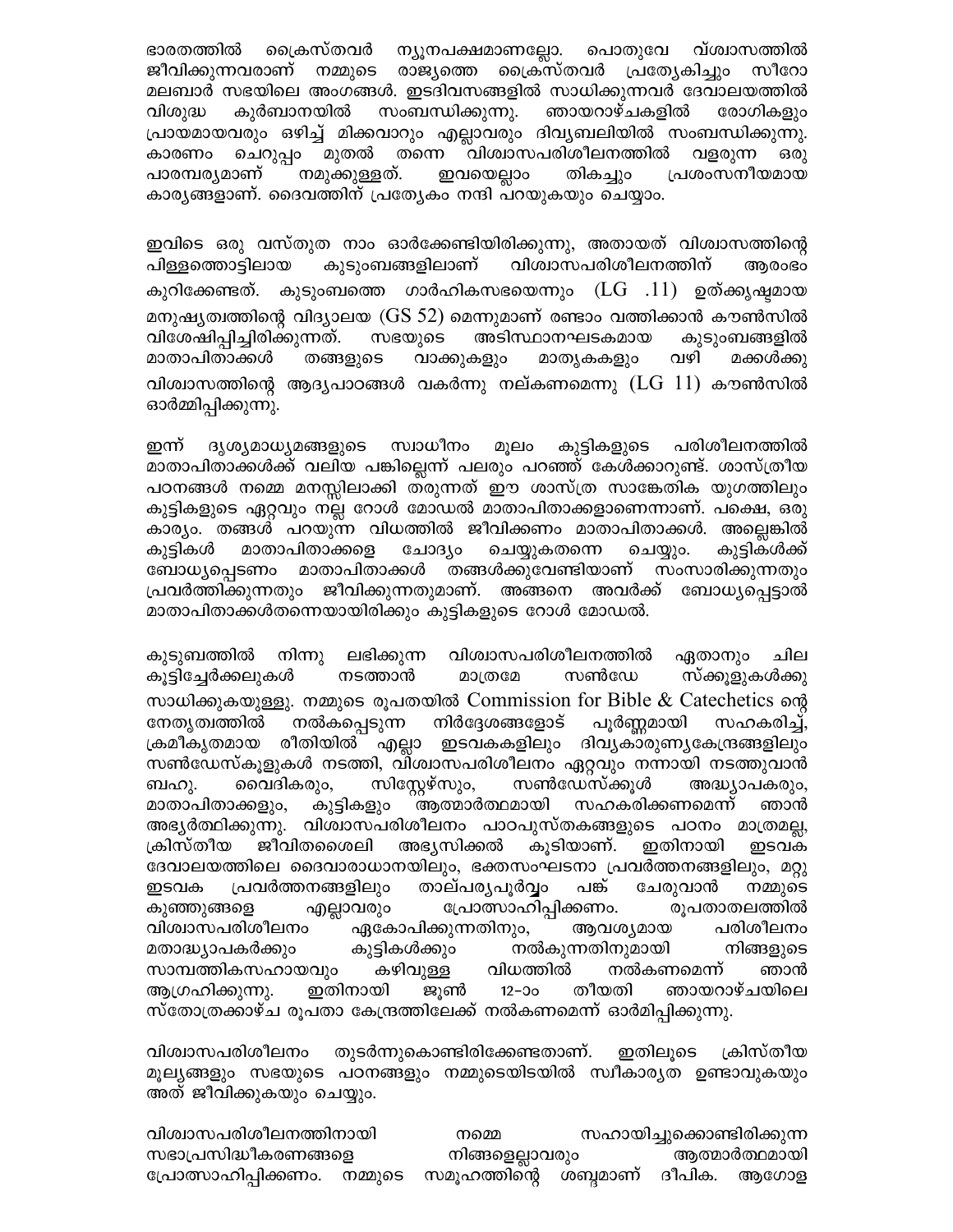ഭാരതത്തിൽ ക്രൈസ്തവർ ന്യൂനപക്ഷമാണല്ലോ. പൊതുവേ വിശ്വാസത്തിൽ ജീവിക്കുന്നവരാണ് നമ്മുടെ രാജ്യത്തെ ക്രൈസ്തവർ പ്രത്യേകിച്ചും സീറോ മലബാർ സഭയിലെ അംഗങ്ങൾ. ഇടദിവസങ്ങളിൽ സാധിക്കുന്നവർ ദേവാലയത്തിൽ വിശുദ്ധ കുർബാനയിൽ സംബന്ധിക്കുന്നു. ഞായറാഴ്ചകളിൽ രോഗികളും പ്രായമായവരും ഒഴിച്ച് മിക്കവാറും എല്ലാവരും ദിവ്യബലിയിൽ സംബന്ധിക്കുന്നു. കാരണം ചെറുപ്പം മുതൽ തന്നെ വിശ്വാസപരിശീലനത്തിൽ വളരുന്ന ഒരു പാരമ്പര്യമാണ് നമുക്കുള്ളത്. ഇവയെല്ലാം തികച്ചും പ്രശംസനീയമായ കാര്യങ്ങളാണ്. ദൈവത്തിന് പ്രത്യേകം നന്ദി പറയുകയും ചെയ്യാം.

ഇവിടെ ഒരു വസ്തുത നാം ഓർക്കേണ്ടിയിരിക്കുന്നു, അതായത് വിശ്വാസത്തിന്റെ പിള്ളത്തൊട്ടിലായ കുടുംബങ്ങളിലാണ് വിശ്വാസപരിശീലനത്തിന് ആരംഭം കുറിക്കേണ്ടത്. കുടുംബത്തെ ഗാർഹികസഭയെന്നും (LG .11) ഉത്കൃഷ്ടമായ മനുഷ്യത്വത്തിന്റെ വിദ്യാലയ (GS 52) മെന്നുമാണ് രണ്ടാം വത്തിക്കാൻ കൗൺസിൽ വിശേഷിപ്പിച്ചിരിക്കുന്നത്. സഭയുടെ അടിസ്ഥാനഘടകമായ കുടുംബങ്ങളിൽ മാതാപിതാക്കൾ തങ്ങളുടെ വാക്കുകളും മാതൃകകളും വഴി മക്കൾക്കു വിശ്വാസത്തിന്റെ ആദ്യപാഠങ്ങൾ വകർന്നു നല്കണമെന്നു (LG 11) കൗൺസിൽ ഓർമ്മിപ്പിക്കുന്നു.

ഇന്ന് ദൃശ്യമാധ്യമങ്ങളുടെ സ്വാധീനം മൂലം കുട്ടികളുടെ പരിശീലനത്തിൽ മാതാപിതാക്കൾക്ക് വലിയ പങ്കില്ലെന്ന് പലരും പറഞ്ഞ് കേൾക്കാറുണ്ട്. ശാസ്ത്രീയ പഠനങ്ങൾ നമ്മെ മനസ്സിലാക്കി തരുന്നത് ഈ ശാസ്ത്ര സാങ്കേതിക യുഗത്തിലും കുട്ടികളുടെ ഏറ്റവും നല്ല റോൾ മോഡൽ മാതാപിതാക്കളാണെന്നാണ്. പക്ഷെ, ഒരു കാര്യം. തങ്ങൾ പറയുന്ന വിധത്തിൽ ജീവിക്കണം മാതാപിതാക്കൾ. അല്ലെങ്കിൽ കുട്ടികൾ മാതാപിതാക്കളെ ചോദ്യം ചെയ്യുകതന്നെ ചെയ്യും. കുട്ടികൾക്ക് ബോധ്യപ്പെടണം മാതാപിതാക്കൾ തങ്ങൾക്കുവേണ്ടിയാണ് സംസാരിക്കുന്നതും പ്രവർത്തിക്കുന്നതും ജീവിക്കുന്നതുമാണ്. അങ്ങനെ അവർക്ക് ബോധ്യപ്പെട്ടാൽ മാതാപിതാക്കൾതന്നെയായിരിക്കും കുട്ടികളുടെ റോൾ മോഡൽ.

കുടുബത്തിൽ നിന്നു ലഭിക്കുന്ന വിശ്വാസപരിശീലനത്തിൽ ഏതാനും ചില കൂട്ടിച്ചേർക്കലുകൾ നടത്താൻ മാത്രമേ സൺഡേ സ്ക്കൂളുകൾക്കു സാധിക്കുകയുള്ളു. നമ്മുടെ രൂപതയിൽ Commission for Bible & Catechetics ന്റെ നേതൃത്വത്തിൽ നൽകപ്പെടുന്ന നിർദ്ദേശങ്ങളോട് പൂർണ്ണമായി സഹകരിച്ച്, ക്രമീകൃതമായ രീതിയിൽ എല്ലാ ഇടവകകളിലും ദിവ്യകാരുണ്യകേന്ദ്രങ്ങളിലും സൺഡേസ്കൂളുകൾ നടത്തി, വിശ്വാസപരിശീലനം ഏറ്റവും നന്നായി നടത്തുവാൻ ബഹു. വൈദികരും, സിസ്റ്റേഴ്സും, സൺഡേസ്ക്കൂൾ അദ്ധ്യാപകരും, മാതാപിതാക്കളും, കുട്ടികളും ആത്മാർത്ഥമായി സഹകരിക്കണമെന്ന് ഞാൻ അഭ്യർത്ഥിക്കുന്നു. വിശ്വാസപരിശീലനം പാഠപുസ്തകങ്ങളുടെ പഠനം മാത്രമല്ല, ക്രിസ്തീയ ജീവിതശൈലി അഭ്യസിക്കൽ കൂടിയാണ്. ഇതിനായി ഇടവക ദേവാലയത്തിലെ ദൈവാരാധനയിലും, ഭക്തസംഘടനാ പ്രവർത്തനങ്ങളിലും, മറ്റു ഇടവക പ്രവർത്തനങ്ങളിലും താല്പര്യപൂർവ്വം പങ്ക് ചേരുവാൻ നമ്മുടെ കുഞ്ഞുങ്ങളെ എല്ലാവരും പ്രോത്സാഹിപ്പിക്കണം. രൂപതാതലത്തിൽ വിശ്വാസപരിശീലനം ഏകോപിക്കുന്നതിനും, ആവശ്യമായ പരിശീലനം മതാദ്ധ്യാപകർക്കും കുട്ടികൾക്കും നൽകുന്നതിനുമായി നിങ്ങളുടെ സാമ്പത്തികസഹായവും കഴിവുള്ള വിധത്തിൽ നൽകണമെന്ന് ഞാൻ ആഗ്രഹിക്കുന്നു. ഇതിനായി ജൂൺ 12-ാം തീയതി ഞായറാഴ്ചയിലെ സ്തോത്രക്കാഴ്ച രൂപതാ കേന്ദ്രത്തിലേക്ക് നൽകണമെന്ന് ഓർമിപ്പിക്കുന്നു.

വിശ്വാസപരിശീലനം തുടർന്നുകൊണ്ടിരിക്കേണ്ടതാണ്. ഇതിലൂടെ ക്രിസ്തീയ മൂല്യങ്ങളും സഭയുടെ പഠനങ്ങളും നമ്മുടെയിടയിൽ സ്വീകാര്യത ഉണ്ടാവുകയും അത് ജീവിക്കുകയും ചെയ്യും.

വിശ്വാസപരിശീലനത്തിനായി നമ്മെ സഹായിച്ചുക്കൊണ്ടിരിക്കുന്ന സഭാപ്രസിദ്ധീകരണങ്ങളെ നിങ്ങളെല്ലാവരും ആത്മാർത്ഥമായി പ്രോത്സാഹിപ്പിക്കണം. നമ്മുടെ സമൂഹത്തിന്റെ ശബ്ദമാണ് ദീപിക. ആഗോള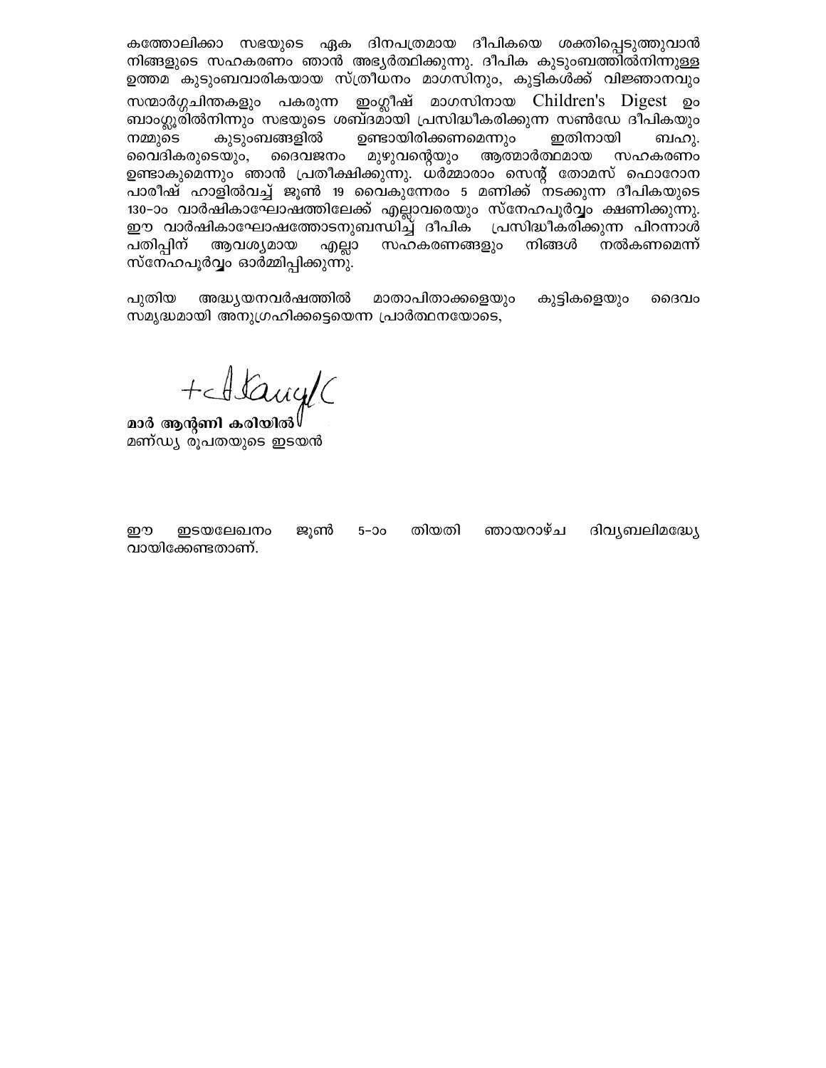കത്തോലിക്കാ സഭയുടെ ഏക ദിനപത്രമായ ദീപികയെ ശക്തിപ്പെടുത്തുവാൻ നിങ്ങളുടെ സഹകരണം ഞാൻ അഭ്യർത്ഥിക്കുന്നു. ദീപിക കുടുംബത്തിൽനിന്നുള്ള ഉത്തമ കുടുംബവാരികയായ സ്ത്രീധനം മാഗസിനും, കുട്ടികൾക്ക് വിജ്ഞാനവും സന്മാർഗ്ഗചിന്തകളും പകരുന്ന ഇംഗ്ലീഷ് മാഗസിനായ Children's Digest ഉം ബാംഗ്ലൂരിൽനിന്നും സഭയുടെ ശബ്ദമായി പ്രസിദ്ധീകരിക്കുന്ന സൺഡേ ദീപികയും നമ്മുടെ കുടുംബങ്ങളിൽ ഉണ്ടായിരിക്കണമെന്നും ഇതിനായി ബഹു. വൈദികരുടെയും, ദൈവജനം മുഴുവന്റെയും ആത്മാർത്ഥമായ സഹകരണം ഉണ്ടാകുമെന്നും ഞാൻ പ്രതീക്ഷിക്കുന്നു. ധർമ്മാരാം സെന്റ് തോമസ് ഫൊറോന പാരീഷ് ഹാളിൽവച്ച് ജൂൺ 19 വൈകുന്നേരം 5 മണിക്ക് നടക്കുന്ന ദീപികയുടെ 130-ാം വാർഷികാഘോഷത്തിലേക്ക് എല്ലാവരെയും സ്നേഹപൂർവ്വം ക്ഷണിക്കുന്നു. ഈ വാർഷികാഘോഷത്തോടനുബന്ധിച്ച് ദീപിക പ്രസിദ്ധീകരിക്കുന്ന പിറന്നാൾ പതിപ്പിന് ആവശ്യമായ എല്ലാ സഹകരണങ്ങളും നിങ്ങൾ നൽകണമെന്ന് സ്നേഹപൂർവ്വം ഓർമ്മിപ്പിക്കുന്നു.

പുതിയ അദ്ധ്യയനവർഷത്തിൽ മാതാപിതാക്കളെയും കുട്ടികളെയും ദൈവം സമൃദ്ധമായി അനുഗ്രഹിക്കട്ടെയെന്ന പ്രാർത്ഥനയോടെ,

+ A Karayil

**മാർ ആന്റണി കരിയിൽ**
മണ്ഡ്യ രൂപതയുടെ ഇടയൻ

ഈ ഇടയലേഖനം ജൂൺ 5-ാം തിയതി ഞായറാഴ്ച ദിവ്യബലിമദ്ധ്യേ വായിക്കേണ്ടതാണ്.